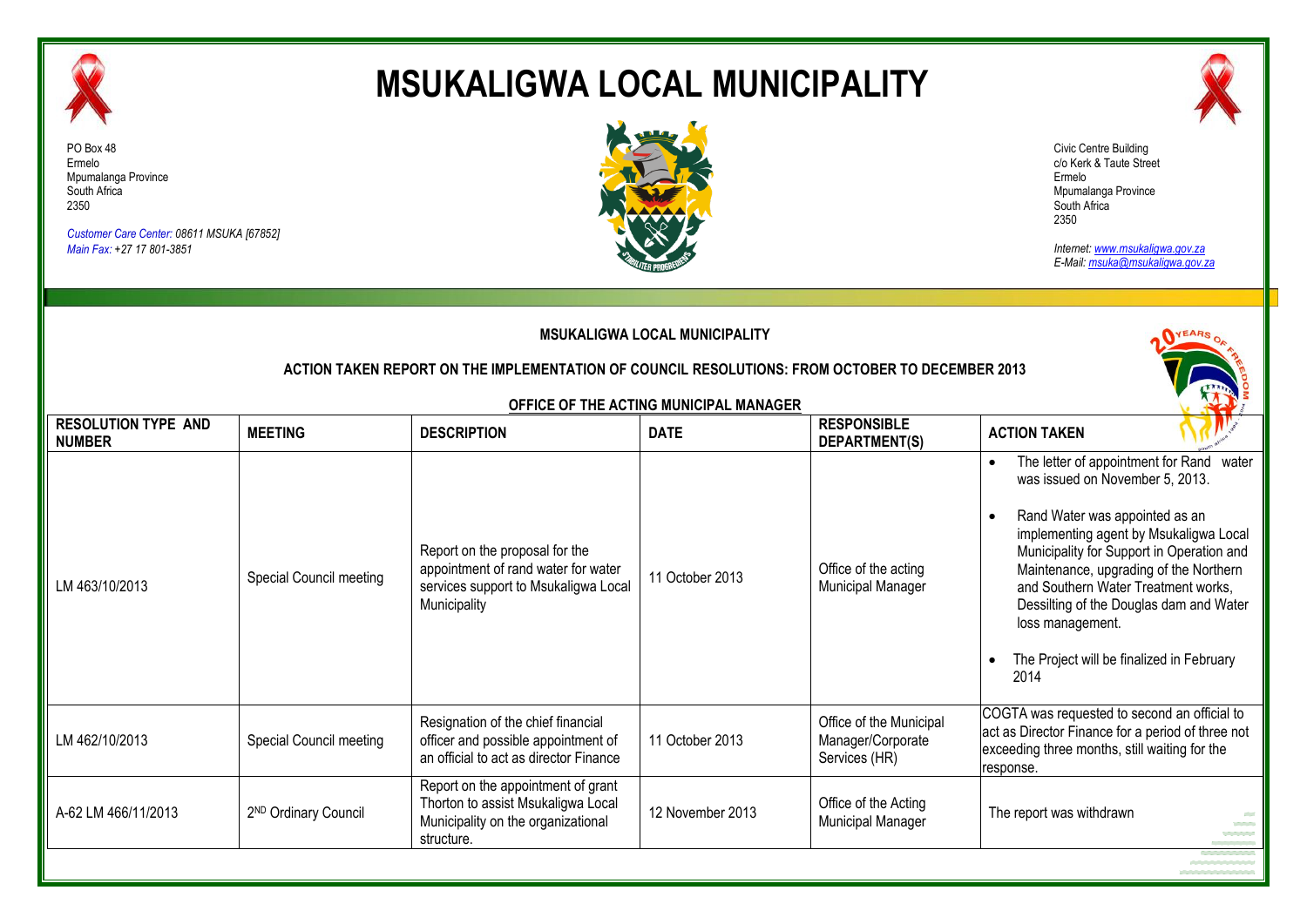# MSUKALIGWA LOCAL MUNICIPALITY

PO Box 48
Ermelo
Mpumalanga Province
South Africa
2350

*Customer Care Center: 08611 MSUKA [67852]*
*Main Fax: +27 17 801-3851*

Civic Centre Building
c/o Kerk & Taute Street
Ermelo
Mpumalanga Province
South Africa
2350

*Internet: www.msukaligwa.gov.za*
*E-Mail: msuka@msukaligwa.gov.za*

**MSUKALIGWA LOCAL MUNICIPALITY**

**ACTION TAKEN REPORT ON THE IMPLEMENTATION OF COUNCIL RESOLUTIONS: FROM OCTOBER TO DECEMBER 2013**

**OFFICE OF THE ACTING MUNICIPAL MANAGER**

| RESOLUTION TYPE AND NUMBER | MEETING | DESCRIPTION | DATE | RESPONSIBLE DEPARTMENT(S) | ACTION TAKEN |
|---|---|---|---|---|---|
| LM 463/10/2013 | Special Council meeting | Report on the proposal for the appointment of rand water for water services support to Msukaligwa Local Municipality | 11 October 2013 | Office of the acting Municipal Manager | • The letter of appointment for Rand water was issued on November 5, 2013. <br>• Rand Water was appointed as an implementing agent by Msukaligwa Local Municipality for Support in Operation and Maintenance, upgrading of the Northern and Southern Water Treatment works, Dessilting of the Douglas dam and Water loss management. <br>• The Project will be finalized in February 2014 |
| LM 462/10/2013 | Special Council meeting | Resignation of the chief financial officer and possible appointment of an official to act as director Finance | 11 October 2013 | Office of the Municipal Manager/Corporate Services (HR) | COGTA was requested to second an official to act as Director Finance for a period of three not exceeding three months, still waiting for the response. |
| A-62 LM 466/11/2013 | 2ND Ordinary Council | Report on the appointment of grant Thorton to assist Msukaligwa Local Municipality on the organizational structure. | 12 November 2013 | Office of the Acting Municipal Manager | The report was withdrawn |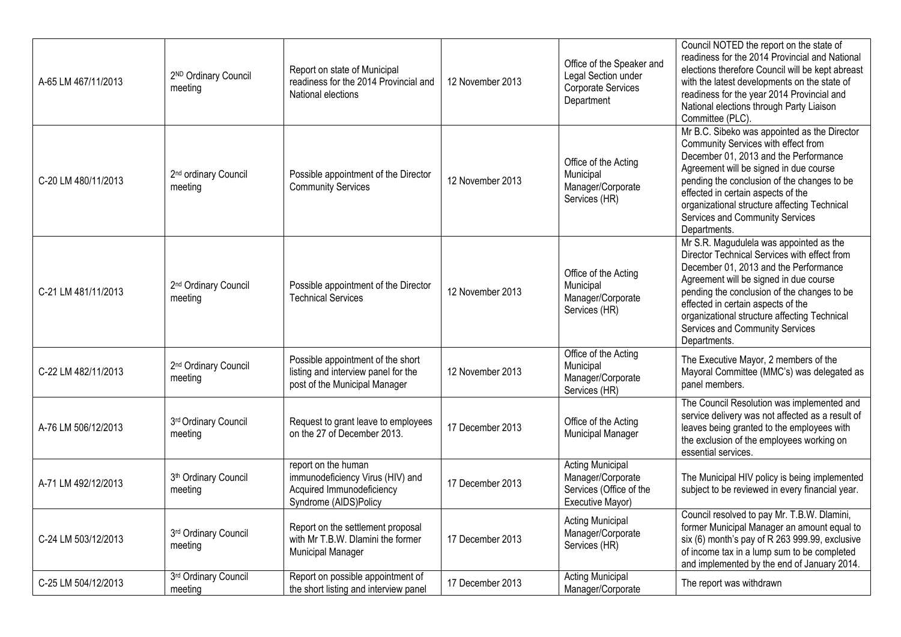| | | | | | |
|---|---|---|---|---|---|
| A-65 LM 467/11/2013 | 2ND Ordinary Council meeting | Report on state of Municipal readiness for the 2014 Provincial and National elections | 12 November 2013 | Office of the Speaker and Legal Section under Corporate Services Department | Council NOTED the report on the state of readiness for the 2014 Provincial and National elections therefore Council will be kept abreast with the latest developments on the state of readiness for the year 2014 Provincial and National elections through Party Liaison Committee (PLC). |
| C-20 LM 480/11/2013 | 2nd ordinary Council meeting | Possible appointment of the Director Community Services | 12 November 2013 | Office of the Acting Municipal Manager/Corporate Services (HR) | Mr B.C. Sibeko was appointed as the Director Community Services with effect from December 01, 2013 and the Performance Agreement will be signed in due course pending the conclusion of the changes to be effected in certain aspects of the organizational structure affecting Technical Services and Community Services Departments. |
| C-21 LM 481/11/2013 | 2nd Ordinary Council meeting | Possible appointment of the Director Technical Services | 12 November 2013 | Office of the Acting Municipal Manager/Corporate Services (HR) | Mr S.R. Magudulela was appointed as the Director Technical Services with effect from December 01, 2013 and the Performance Agreement will be signed in due course pending the conclusion of the changes to be effected in certain aspects of the organizational structure affecting Technical Services and Community Services Departments. |
| C-22 LM 482/11/2013 | 2nd Ordinary Council meeting | Possible appointment of the short listing and interview panel for the post of the Municipal Manager | 12 November 2013 | Office of the Acting Municipal Manager/Corporate Services (HR) | The Executive Mayor, 2 members of the Mayoral Committee (MMC's) was delegated as panel members. |
| A-76 LM 506/12/2013 | 3rd Ordinary Council meeting | Request to grant leave to employees on the 27 of December 2013. | 17 December 2013 | Office of the Acting Municipal Manager | The Council Resolution was implemented and service delivery was not affected as a result of leaves being granted to the employees with the exclusion of the employees working on essential services. |
| A-71 LM 492/12/2013 | 3th Ordinary Council meeting | report on the human immunodeficiency Virus (HIV) and Acquired Immunodeficiency Syndrome (AIDS)Policy | 17 December 2013 | Acting Municipal Manager/Corporate Services (Office of the Executive Mayor) | The Municipal HIV policy is being implemented subject to be reviewed in every financial year. |
| C-24 LM 503/12/2013 | 3rd Ordinary Council meeting | Report on the settlement proposal with Mr T.B.W. Dlamini the former Municipal Manager | 17 December 2013 | Acting Municipal Manager/Corporate Services (HR) | Council resolved to pay Mr. T.B.W. Dlamini, former Municipal Manager an amount equal to six (6) month's pay of R 263 999.99, exclusive of income tax in a lump sum to be completed and implemented by the end of January 2014. |
| C-25 LM 504/12/2013 | 3rd Ordinary Council meeting | Report on possible appointment of the short listing and interview panel | 17 December 2013 | Acting Municipal Manager/Corporate | The report was withdrawn |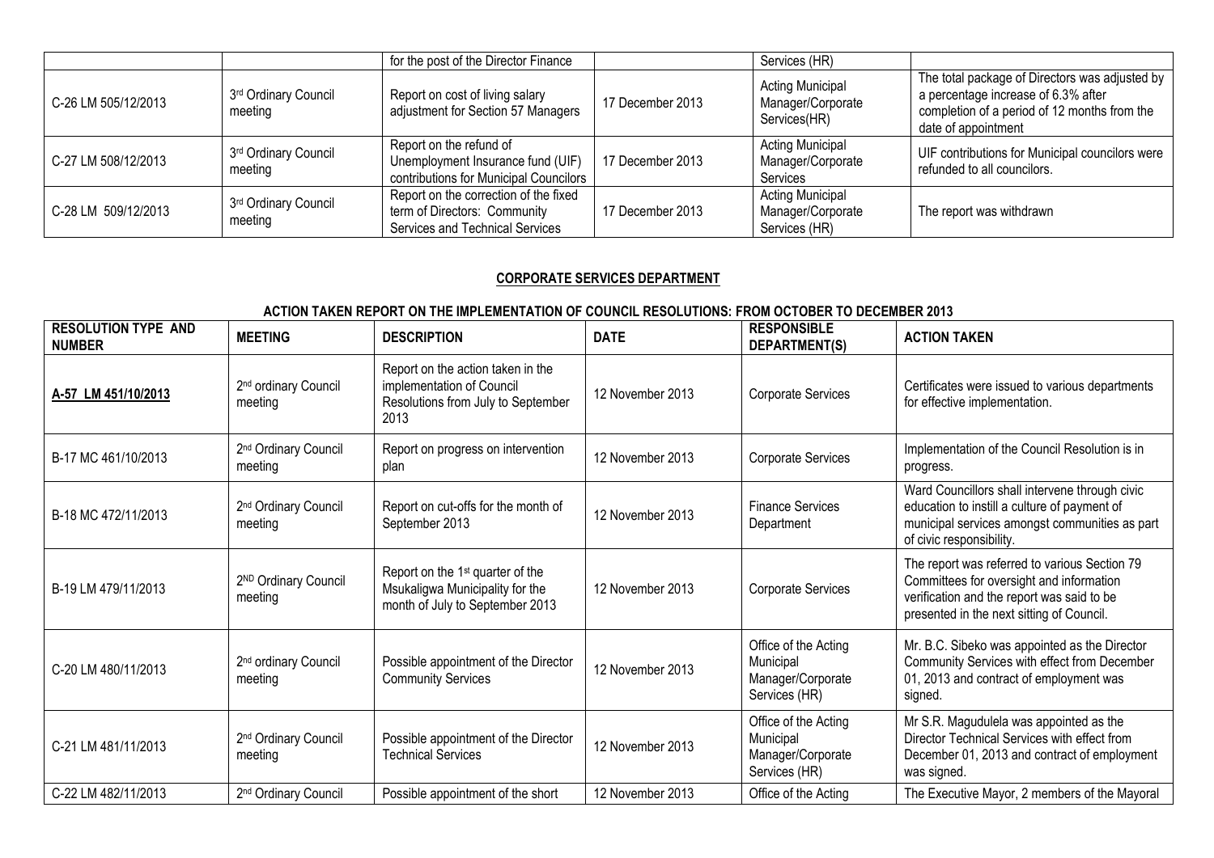| | | for the post of the Director Finance | | Services (HR) | |
|---|---|---|---|---|---|
| C-26 LM 505/12/2013 | 3rd Ordinary Council meeting | Report on cost of living salary adjustment for Section 57 Managers | 17 December 2013 | Acting Municipal Manager/Corporate Services(HR) | The total package of Directors was adjusted by a percentage increase of 6.3% after completion of a period of 12 months from the date of appointment |
| C-27 LM 508/12/2013 | 3rd Ordinary Council meeting | Report on the refund of Unemployment Insurance fund (UIF) contributions for Municipal Councilors | 17 December 2013 | Acting Municipal Manager/Corporate Services | UIF contributions for Municipal councilors were refunded to all councilors. |
| C-28 LM 509/12/2013 | 3rd Ordinary Council meeting | Report on the correction of the fixed term of Directors: Community Services and Technical Services | 17 December 2013 | Acting Municipal Manager/Corporate Services (HR) | The report was withdrawn |

**CORPORATE SERVICES DEPARTMENT**

**ACTION TAKEN REPORT ON THE IMPLEMENTATION OF COUNCIL RESOLUTIONS: FROM OCTOBER TO DECEMBER 2013**

| RESOLUTION TYPE AND NUMBER | MEETING | DESCRIPTION | DATE | RESPONSIBLE DEPARTMENT(S) | ACTION TAKEN |
|---|---|---|---|---|---|
| **A-57 LM 451/10/2013** | 2nd ordinary Council meeting | Report on the action taken in the implementation of Council Resolutions from July to September 2013 | 12 November 2013 | Corporate Services | Certificates were issued to various departments for effective implementation. |
| B-17 MC 461/10/2013 | 2nd Ordinary Council meeting | Report on progress on intervention plan | 12 November 2013 | Corporate Services | Implementation of the Council Resolution is in progress. |
| B-18 MC 472/11/2013 | 2nd Ordinary Council meeting | Report on cut-offs for the month of September 2013 | 12 November 2013 | Finance Services Department | Ward Councillors shall intervene through civic education to instill a culture of payment of municipal services amongst communities as part of civic responsibility. |
| B-19 LM 479/11/2013 | 2ND Ordinary Council meeting | Report on the 1st quarter of the Msukaligwa Municipality for the month of July to September 2013 | 12 November 2013 | Corporate Services | The report was referred to various Section 79 Committees for oversight and information verification and the report was said to be presented in the next sitting of Council. |
| C-20 LM 480/11/2013 | 2nd ordinary Council meeting | Possible appointment of the Director Community Services | 12 November 2013 | Office of the Acting Municipal Manager/Corporate Services (HR) | Mr. B.C. Sibeko was appointed as the Director Community Services with effect from December 01, 2013 and contract of employment was signed. |
| C-21 LM 481/11/2013 | 2nd Ordinary Council meeting | Possible appointment of the Director Technical Services | 12 November 2013 | Office of the Acting Municipal Manager/Corporate Services (HR) | Mr S.R. Magudulela was appointed as the Director Technical Services with effect from December 01, 2013 and contract of employment was signed. |
| C-22 LM 482/11/2013 | 2nd Ordinary Council | Possible appointment of the short | 12 November 2013 | Office of the Acting | The Executive Mayor, 2 members of the Mayoral |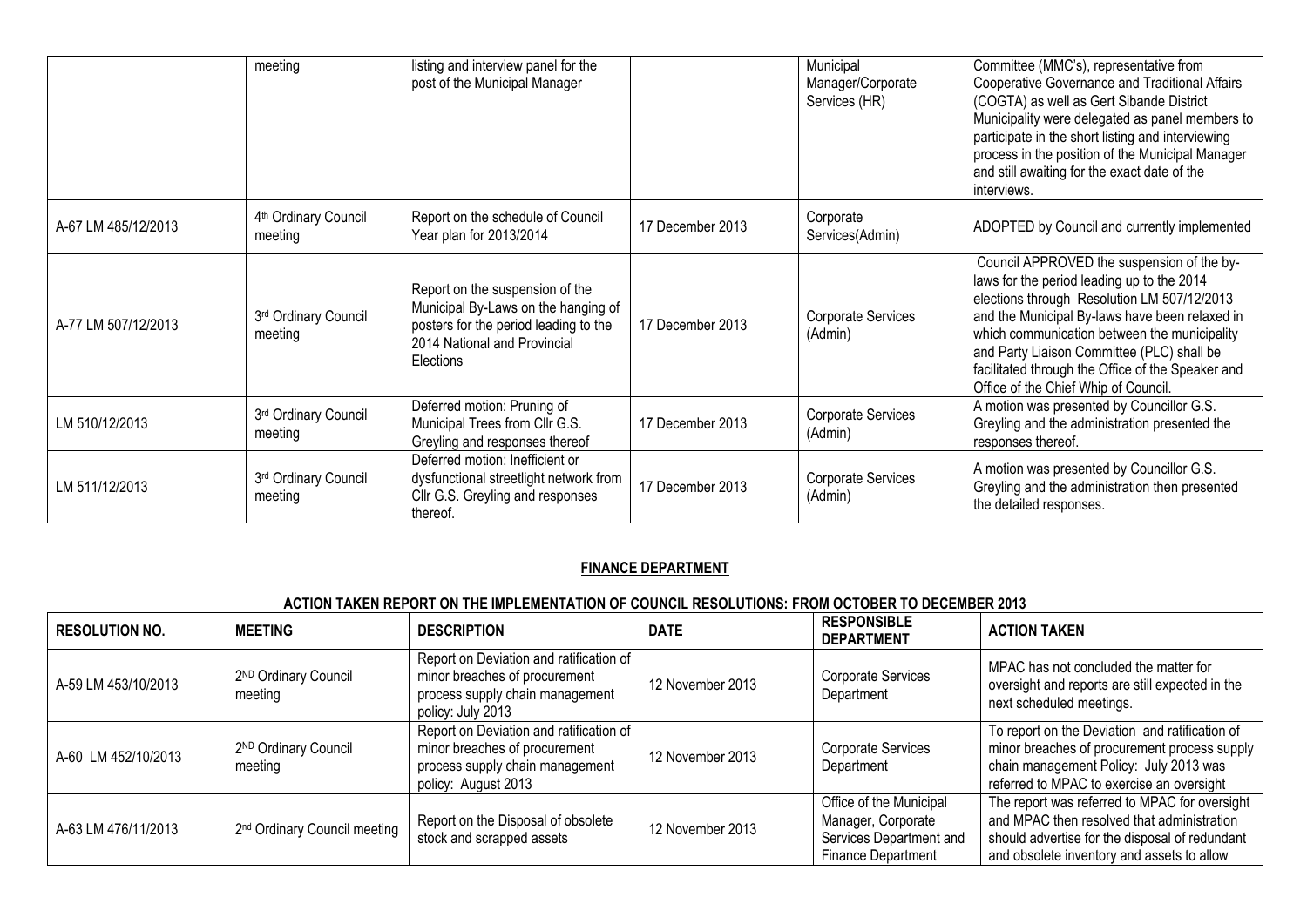| | meeting | listing and interview panel for the post of the Municipal Manager | | Municipal Manager/Corporate Services (HR) | Committee (MMC's), representative from Cooperative Governance and Traditional Affairs (COGTA) as well as Gert Sibande District Municipality were delegated as panel members to participate in the short listing and interviewing process in the position of the Municipal Manager and still awaiting for the exact date of the interviews. |
|---|---|---|---|---|---|
| A-67 LM 485/12/2013 | 4th Ordinary Council meeting | Report on the schedule of Council Year plan for 2013/2014 | 17 December 2013 | Corporate Services(Admin) | ADOPTED by Council and currently implemented |
| A-77 LM 507/12/2013 | 3rd Ordinary Council meeting | Report on the suspension of the Municipal By-Laws on the hanging of posters for the period leading to the 2014 National and Provincial Elections | 17 December 2013 | Corporate Services (Admin) | Council APPROVED the suspension of the by-laws for the period leading up to the 2014 elections through Resolution LM 507/12/2013 and the Municipal By-laws have been relaxed in which communication between the municipality and Party Liaison Committee (PLC) shall be facilitated through the Office of the Speaker and Office of the Chief Whip of Council. |
| LM 510/12/2013 | 3rd Ordinary Council meeting | Deferred motion: Pruning of Municipal Trees from Cllr G.S. Greyling and responses thereof | 17 December 2013 | Corporate Services (Admin) | A motion was presented by Councillor G.S. Greyling and the administration presented the responses thereof. |
| LM 511/12/2013 | 3rd Ordinary Council meeting | Deferred motion: Inefficient or dysfunctional streetlight network from Cllr G.S. Greyling and responses thereof. | 17 December 2013 | Corporate Services (Admin) | A motion was presented by Councillor G.S. Greyling and the administration then presented the detailed responses. |

## FINANCE DEPARTMENT

### ACTION TAKEN REPORT ON THE IMPLEMENTATION OF COUNCIL RESOLUTIONS: FROM OCTOBER TO DECEMBER 2013

| RESOLUTION NO. | MEETING | DESCRIPTION | DATE | RESPONSIBLE DEPARTMENT | ACTION TAKEN |
|---|---|---|---|---|---|
| A-59 LM 453/10/2013 | 2ND Ordinary Council meeting | Report on Deviation and ratification of minor breaches of procurement process supply chain management policy: July 2013 | 12 November 2013 | Corporate Services Department | MPAC has not concluded the matter for oversight and reports are still expected in the next scheduled meetings. |
| A-60 LM 452/10/2013 | 2ND Ordinary Council meeting | Report on Deviation and ratification of minor breaches of procurement process supply chain management policy: August 2013 | 12 November 2013 | Corporate Services Department | To report on the Deviation and ratification of minor breaches of procurement process supply chain management Policy: July 2013 was referred to MPAC to exercise an oversight |
| A-63 LM 476/11/2013 | 2nd Ordinary Council meeting | Report on the Disposal of obsolete stock and scrapped assets | 12 November 2013 | Office of the Municipal Manager, Corporate Services Department and Finance Department | The report was referred to MPAC for oversight and MPAC then resolved that administration should advertise for the disposal of redundant and obsolete inventory and assets to allow |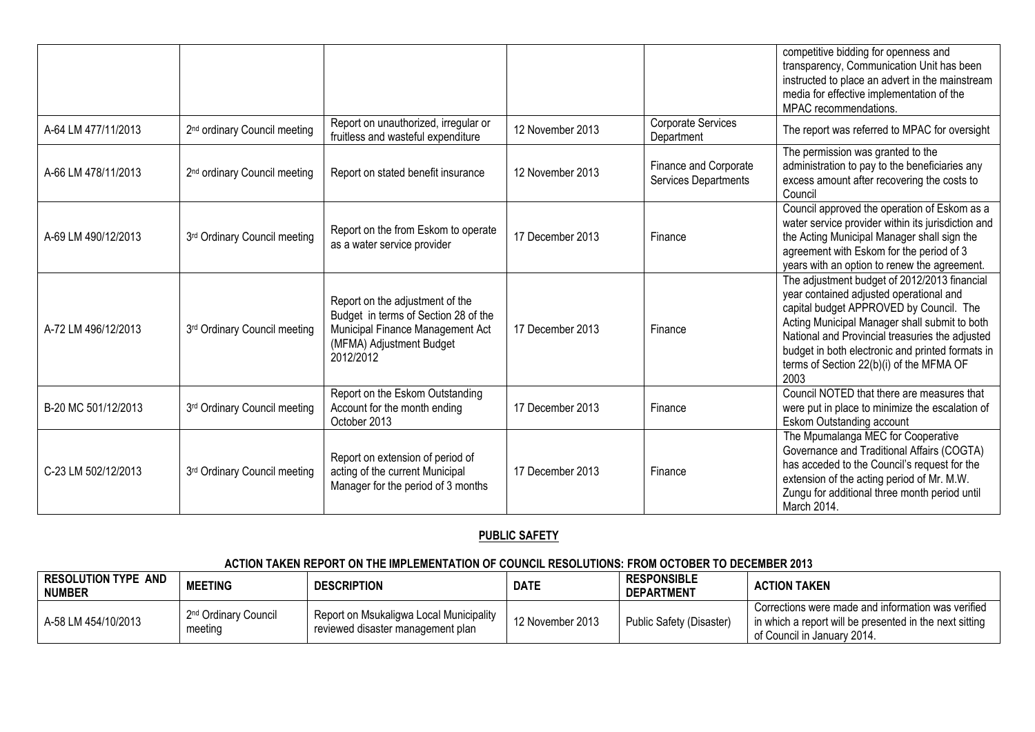| | | | | | |
|---|---|---|---|---|---|
| | | | | | competitive bidding for openness and transparency, Communication Unit has been instructed to place an advert in the mainstream media for effective implementation of the MPAC recommendations. |
| A-64 LM 477/11/2013 | 2nd ordinary Council meeting | Report on unauthorized, irregular or fruitless and wasteful expenditure | 12 November 2013 | Corporate Services Department | The report was referred to MPAC for oversight |
| A-66 LM 478/11/2013 | 2nd ordinary Council meeting | Report on stated benefit insurance | 12 November 2013 | Finance and Corporate Services Departments | The permission was granted to the administration to pay to the beneficiaries any excess amount after recovering the costs to Council |
| A-69 LM 490/12/2013 | 3rd Ordinary Council meeting | Report on the from Eskom to operate as a water service provider | 17 December 2013 | Finance | Council approved the operation of Eskom as a water service provider within its jurisdiction and the Acting Municipal Manager shall sign the agreement with Eskom for the period of 3 years with an option to renew the agreement. |
| A-72 LM 496/12/2013 | 3rd Ordinary Council meeting | Report on the adjustment of the Budget in terms of Section 28 of the Municipal Finance Management Act (MFMA) Adjustment Budget 2012/2012 | 17 December 2013 | Finance | The adjustment budget of 2012/2013 financial year contained adjusted operational and capital budget APPROVED by Council. The Acting Municipal Manager shall submit to both National and Provincial treasuries the adjusted budget in both electronic and printed formats in terms of Section 22(b)(i) of the MFMA OF 2003 |
| B-20 MC 501/12/2013 | 3rd Ordinary Council meeting | Report on the Eskom Outstanding Account for the month ending October 2013 | 17 December 2013 | Finance | Council NOTED that there are measures that were put in place to minimize the escalation of Eskom Outstanding account |
| C-23 LM 502/12/2013 | 3rd Ordinary Council meeting | Report on extension of period of acting of the current Municipal Manager for the period of 3 months | 17 December 2013 | Finance | The Mpumalanga MEC for Cooperative Governance and Traditional Affairs (COGTA) has acceded to the Council's request for the extension of the acting period of Mr. M.W. Zungu for additional three month period until March 2014. |

**PUBLIC SAFETY**

**ACTION TAKEN REPORT ON THE IMPLEMENTATION OF COUNCIL RESOLUTIONS: FROM OCTOBER TO DECEMBER 2013**

| RESOLUTION TYPE AND NUMBER | MEETING | DESCRIPTION | DATE | RESPONSIBLE DEPARTMENT | ACTION TAKEN |
|---|---|---|---|---|---|
| A-58 LM 454/10/2013 | 2nd Ordinary Council meeting | Report on Msukaligwa Local Municipality reviewed disaster management plan | 12 November 2013 | Public Safety (Disaster) | Corrections were made and information was verified in which a report will be presented in the next sitting of Council in January 2014. |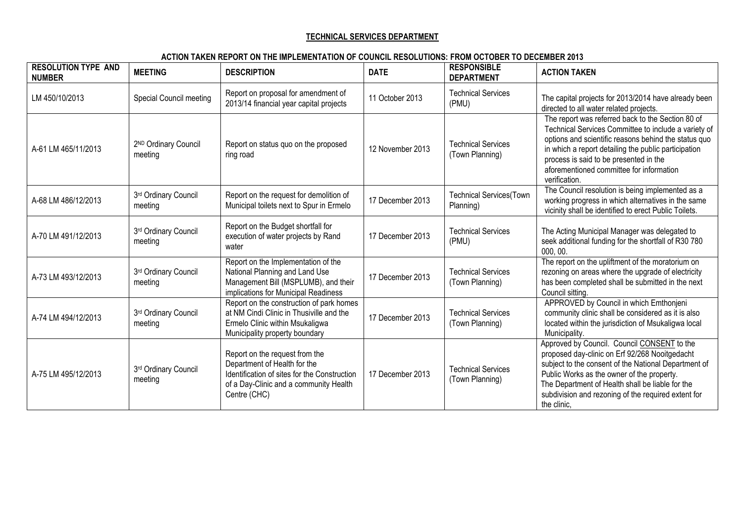**TECHNICAL SERVICES DEPARTMENT**

**ACTION TAKEN REPORT ON THE IMPLEMENTATION OF COUNCIL RESOLUTIONS: FROM OCTOBER TO DECEMBER 2013**

| RESOLUTION TYPE AND NUMBER | MEETING | DESCRIPTION | DATE | RESPONSIBLE DEPARTMENT | ACTION TAKEN |
|---|---|---|---|---|---|
| LM 450/10/2013 | Special Council meeting | Report on proposal for amendment of 2013/14 financial year capital projects | 11 October 2013 | Technical Services (PMU) | The capital projects for 2013/2014 have already been directed to all water related projects. |
| A-61 LM 465/11/2013 | 2ND Ordinary Council meeting | Report on status quo on the proposed ring road | 12 November 2013 | Technical Services (Town Planning) | The report was referred back to the Section 80 of Technical Services Committee to include a variety of options and scientific reasons behind the status quo in which a report detailing the public participation process is said to be presented in the aforementioned committee for information verification. |
| A-68 LM 486/12/2013 | 3rd Ordinary Council meeting | Report on the request for demolition of Municipal toilets next to Spur in Ermelo | 17 December 2013 | Technical Services(Town Planning) | The Council resolution is being implemented as a working progress in which alternatives in the same vicinity shall be identified to erect Public Toilets. |
| A-70 LM 491/12/2013 | 3rd Ordinary Council meeting | Report on the Budget shortfall for execution of water projects by Rand water | 17 December 2013 | Technical Services (PMU) | The Acting Municipal Manager was delegated to seek additional funding for the shortfall of R30 780 000, 00. |
| A-73 LM 493/12/2013 | 3rd Ordinary Council meeting | Report on the Implementation of the National Planning and Land Use Management Bill (MSPLUMB), and their implications for Municipal Readiness | 17 December 2013 | Technical Services (Town Planning) | The report on the upliftment of the moratorium on rezoning on areas where the upgrade of electricity has been completed shall be submitted in the next Council sitting. |
| A-74 LM 494/12/2013 | 3rd Ordinary Council meeting | Report on the construction of park homes at NM Cindi Clinic in Thusiville and the Ermelo Clinic within Msukaligwa Municipality property boundary | 17 December 2013 | Technical Services (Town Planning) | APPROVED by Council in which Emthonjeni community clinic shall be considered as it is also located within the jurisdiction of Msukaligwa local Municipality. |
| A-75 LM 495/12/2013 | 3rd Ordinary Council meeting | Report on the request from the Department of Health for the Identification of sites for the Construction of a Day-Clinic and a community Health Centre (CHC) | 17 December 2013 | Technical Services (Town Planning) | Approved by Council. Council CONSENT to the proposed day-clinic on Erf 92/268 Nooitgedacht subject to the consent of the National Department of Public Works as the owner of the property. The Department of Health shall be liable for the subdivision and rezoning of the required extent for the clinic, |